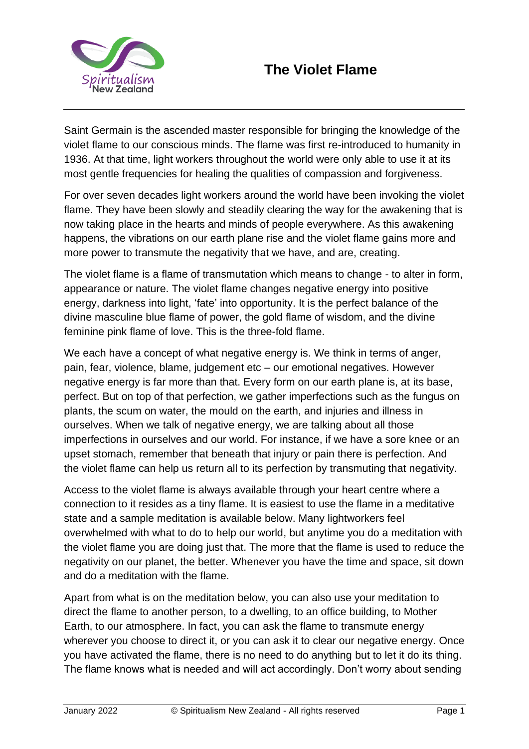# The Violet Flame

Saint Germain is the ascended master responsible for bringing the knowledge of the violet flame to our conscious minds. The flame was first re-introduced to humanity in 1936. At that time, light workers throughout the world were only able to use it at its most gentle frequencies for healing the qualities of compassion and forgiveness.

For over seven decades light workers around the world have been invoking the violet flame. They have been slowly and steadily clearing the way for the awakening that is now taking place in the hearts and minds of people everywhere. As this awakening happens, the vibrations on our earth plane rise and the violet flame gains more and more power to transmute the negativity that we have, and are, creating.

The violet flame is a flame of transmutation which means to change - to alter in form, appearance or nature. The violet flame changes negative energy into positive energy, darkness into light, 'fate' into opportunity. It is the perfect balance of the divine masculine blue flame of power, the gold flame of wisdom, and the divine feminine pink flame of love. This is the three-fold flame.

We each have a concept of what negative energy is. We think in terms of anger, pain, fear, violence, blame, judgement etc – our emotional negatives. However negative energy is far more than that. Every form on our earth plane is, at its base, perfect. But on top of that perfection, we gather imperfections such as the fungus on plants, the scum on water, the mould on the earth, and injuries and illness in ourselves. When we talk of negative energy, we are talking about all those imperfections in ourselves and our world. For instance, if we have a sore knee or an upset stomach, remember that beneath that injury or pain there is perfection. And the violet flame can help us return all to its perfection by transmuting that negativity.

Access to the violet flame is always available through your heart centre where a connection to it resides as a tiny flame. It is easiest to use the flame in a meditative state and a sample meditation is available below. Many lightworkers feel overwhelmed with what to do to help our world, but anytime you do a meditation with the violet flame you are doing just that. The more that the flame is used to reduce the negativity on our planet, the better. Whenever you have the time and space, sit down and do a meditation with the flame.

Apart from what is on the meditation below, you can also use your meditation to direct the flame to another person, to a dwelling, to an office building, to Mother Earth, to our atmosphere. In fact, you can ask the flame to transmute energy wherever you choose to direct it, or you can ask it to clear our negative energy. Once you have activated the flame, there is no need to do anything but to let it do its thing. The flame knows what is needed and will act accordingly. Don't worry about sending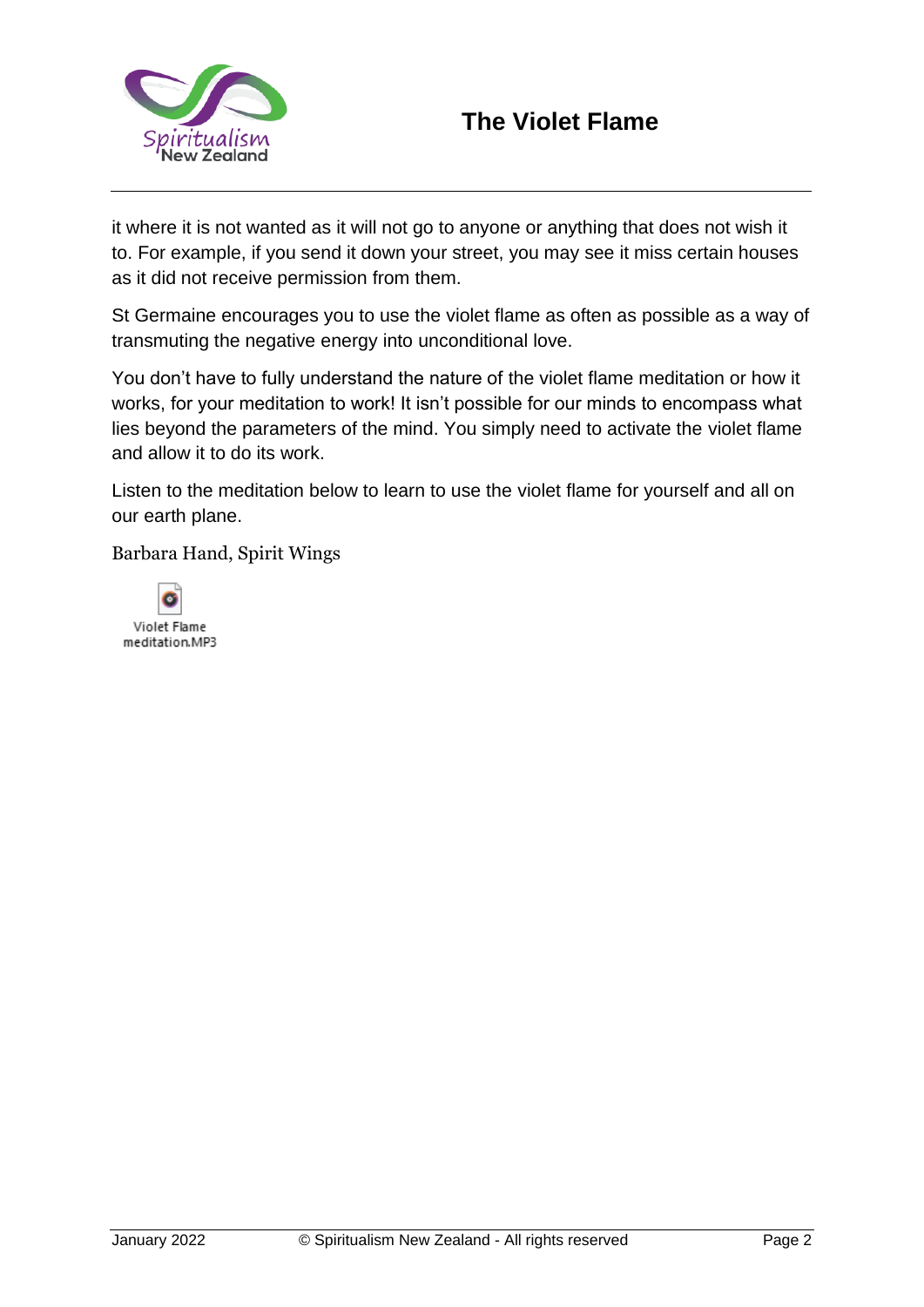it where it is not wanted as it will not go to anyone or anything that does not wish it to. For example, if you send it down your street, you may see it miss certain houses as it did not receive permission from them.

St Germaine encourages you to use the violet flame as often as possible as a way of transmuting the negative energy into unconditional love.

You don't have to fully understand the nature of the violet flame meditation or how it works, for your meditation to work! It isn't possible for our minds to encompass what lies beyond the parameters of the mind. You simply need to activate the violet flame and allow it to do its work.

Listen to the meditation below to learn to use the violet flame for yourself and all on our earth plane.

Barbara Hand, Spirit Wings

Violet Flame meditation.MP3